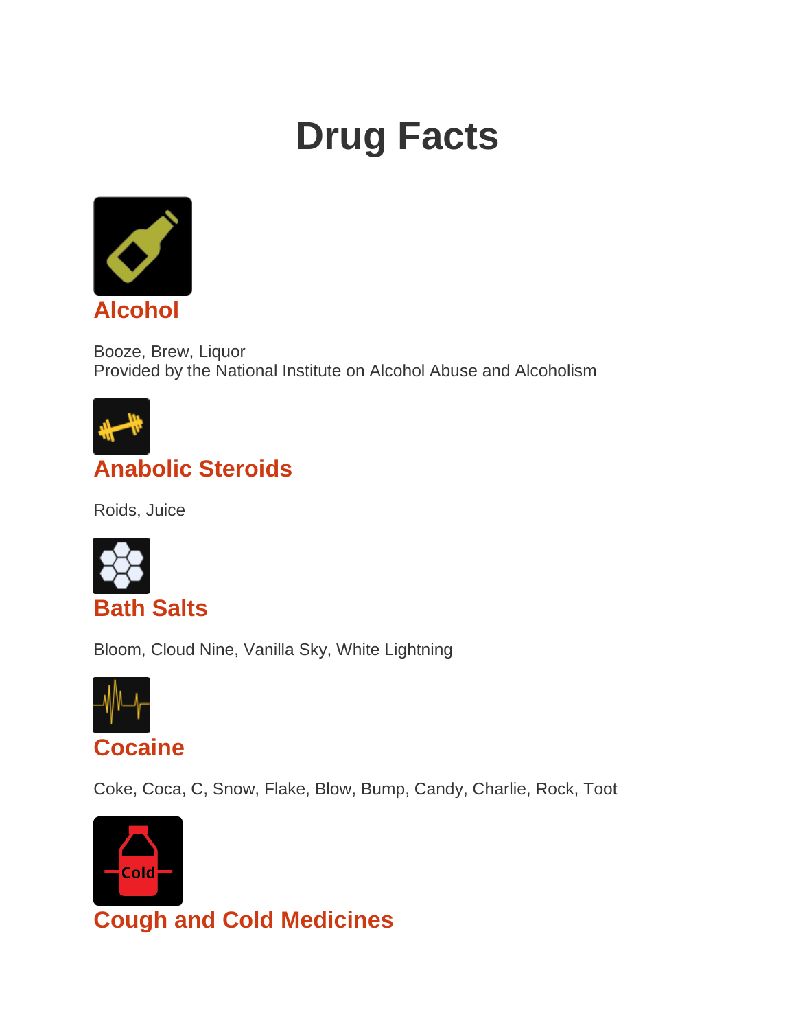# Drug Facts

## Alcohol

Booze, Brew, Liquor
Provided by the National Institute on Alcohol Abuse and Alcoholism

## Anabolic Steroids

Roids, Juice

## Bath Salts

Bloom, Cloud Nine, Vanilla Sky, White Lightning

## Cocaine

Coke, Coca, C, Snow, Flake, Blow, Bump, Candy, Charlie, Rock, Toot

## Cough and Cold Medicines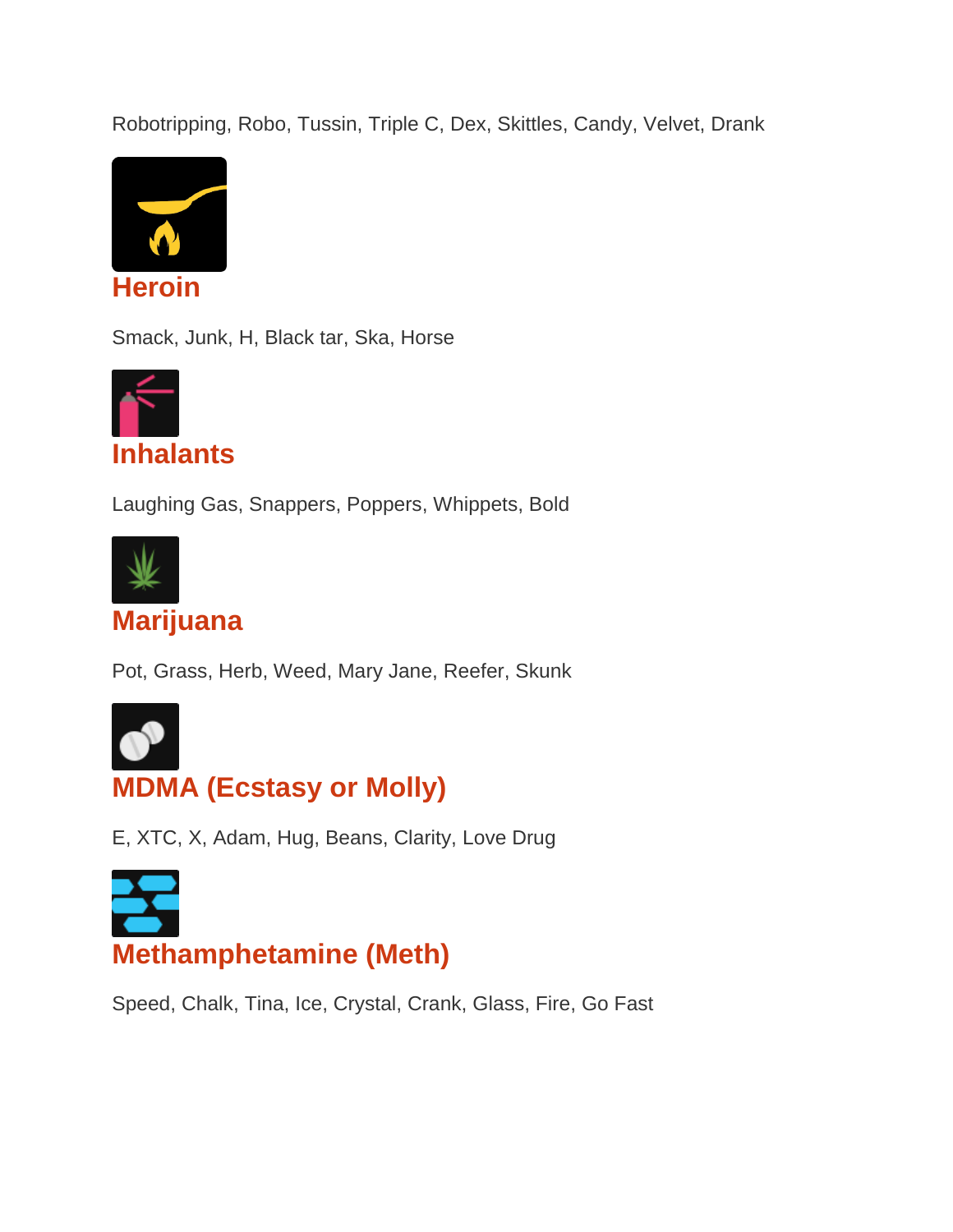Robotripping, Robo, Tussin, Triple C, Dex, Skittles, Candy, Velvet, Drank

## Heroin

Smack, Junk, H, Black tar, Ska, Horse

## Inhalants

Laughing Gas, Snappers, Poppers, Whippets, Bold

## Marijuana

Pot, Grass, Herb, Weed, Mary Jane, Reefer, Skunk

## MDMA (Ecstasy or Molly)

E, XTC, X, Adam, Hug, Beans, Clarity, Love Drug

## Methamphetamine (Meth)

Speed, Chalk, Tina, Ice, Crystal, Crank, Glass, Fire, Go Fast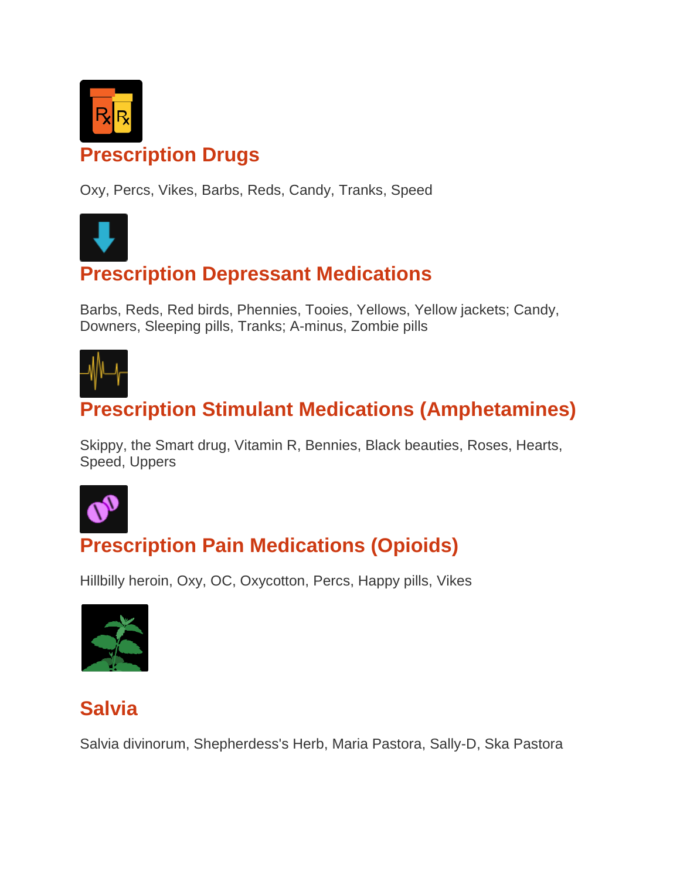## Prescription Drugs

Oxy, Percs, Vikes, Barbs, Reds, Candy, Tranks, Speed

## Prescription Depressant Medications

Barbs, Reds, Red birds, Phennies, Tooies, Yellows, Yellow jackets; Candy, Downers, Sleeping pills, Tranks; A-minus, Zombie pills

## Prescription Stimulant Medications (Amphetamines)

Skippy, the Smart drug, Vitamin R, Bennies, Black beauties, Roses, Hearts, Speed, Uppers

## Prescription Pain Medications (Opioids)

Hillbilly heroin, Oxy, OC, Oxycotton, Percs, Happy pills, Vikes

## Salvia

Salvia divinorum, Shepherdess's Herb, Maria Pastora, Sally-D, Ska Pastora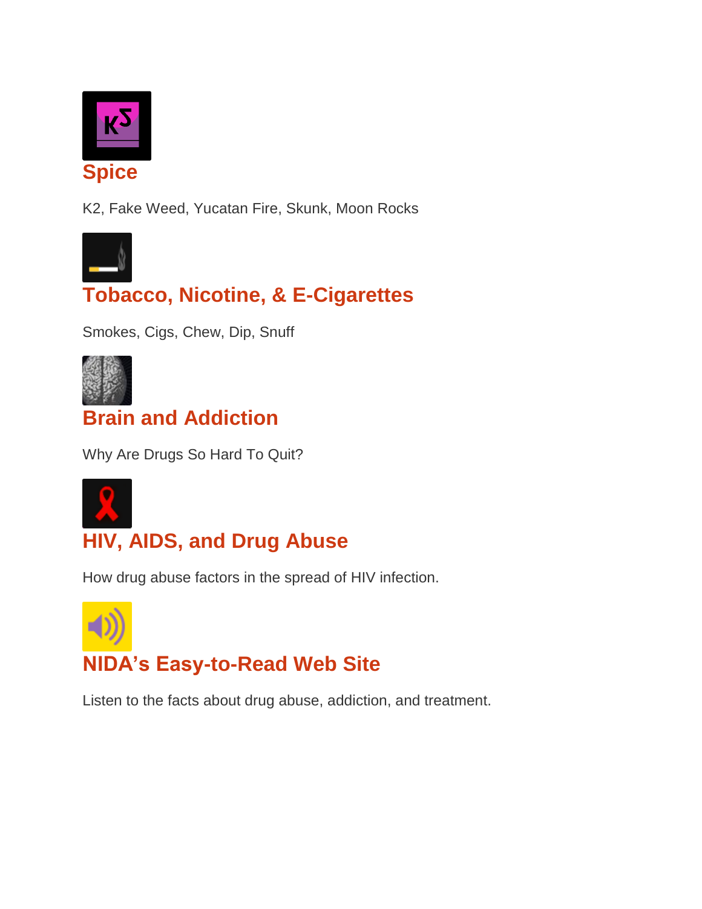## Spice

K2, Fake Weed, Yucatan Fire, Skunk, Moon Rocks

## Tobacco, Nicotine, & E-Cigarettes

Smokes, Cigs, Chew, Dip, Snuff

## Brain and Addiction

Why Are Drugs So Hard To Quit?

## HIV, AIDS, and Drug Abuse

How drug abuse factors in the spread of HIV infection.

## NIDA's Easy-to-Read Web Site

Listen to the facts about drug abuse, addiction, and treatment.